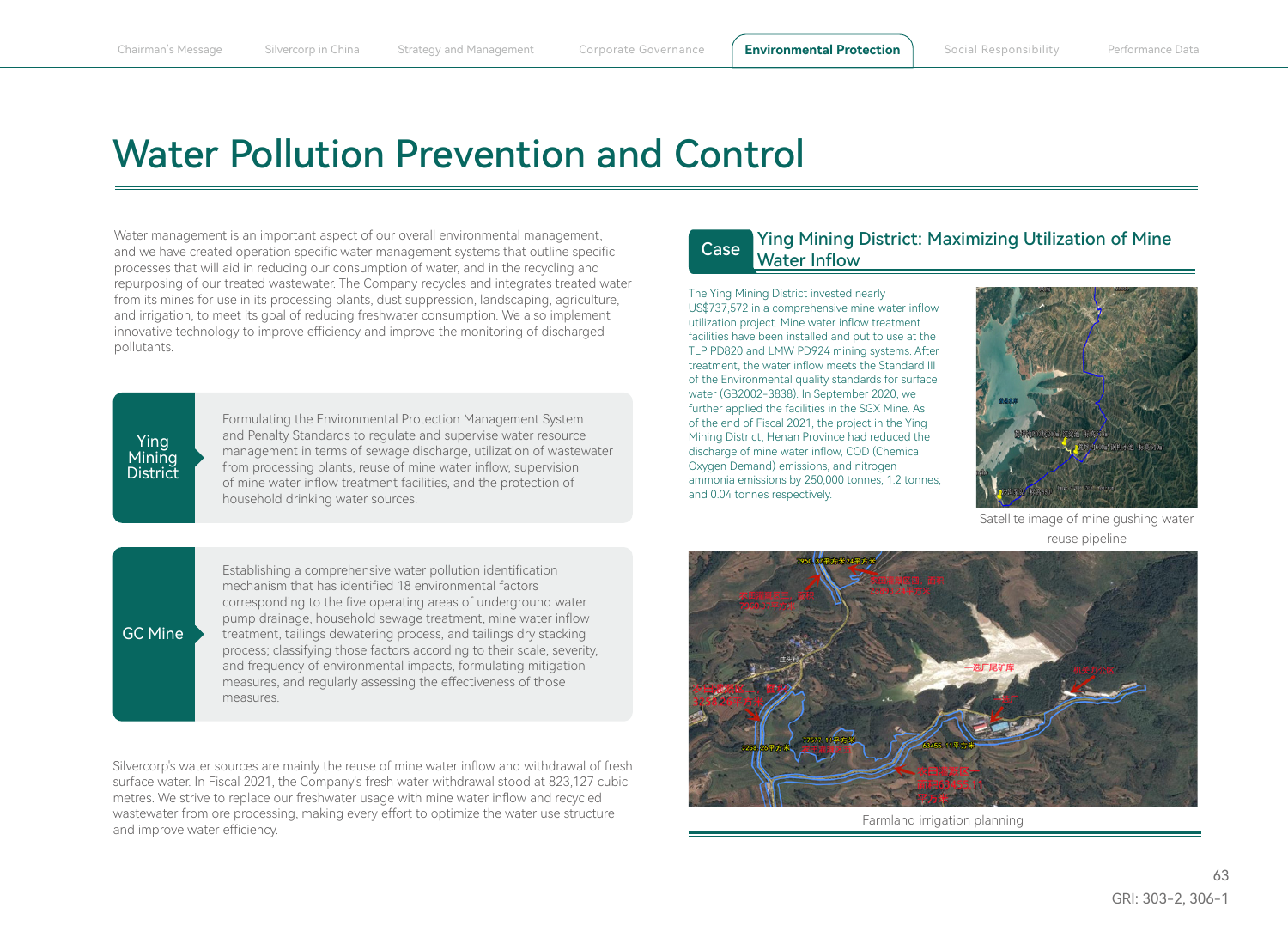# Water Pollution Prevention and Control

Water management is an important aspect of our overall environmental management, and we have created operation specific water management systems that outline specific processes that will aid in reducing our consumption of water, and in the recycling and repurposing of our treated wastewater. The Company recycles and integrates treated water from its mines for use in its processing plants, dust suppression, landscaping, agriculture, and irrigation, to meet its goal of reducing freshwater consumption. We also implement innovative technology to improve efficiency and improve the monitoring of discharged pollutants.

**Ying Mining District**

Formulating the Environmental Protection Management System and Penalty Standards to regulate and supervise water resource management in terms of sewage discharge, utilization of wastewater from processing plants, reuse of mine water inflow, supervision of mine water inflow treatment facilities, and the protection of household drinking water sources.

**GC Mine**

Establishing a comprehensive water pollution identification mechanism that has identified 18 environmental factors corresponding to the five operating areas of underground water pump drainage, household sewage treatment, mine water inflow treatment, tailings dewatering process, and tailings dry stacking process; classifying those factors according to their scale, severity, and frequency of environmental impacts, formulating mitigation measures, and regularly assessing the effectiveness of those measures.

Silvercorp's water sources are mainly the reuse of mine water inflow and withdrawal of fresh surface water. In Fiscal 2021, the Company's fresh water withdrawal stood at 823,127 cubic metres. We strive to replace our freshwater usage with mine water inflow and recycled wastewater from ore processing, making every effort to optimize the water use structure and improve water efficiency.

## Case: Ying Mining District: Maximizing Utilization of Mine Water Inflow

The Ying Mining District invested nearly US$737,572 in a comprehensive mine water inflow utilization project. Mine water inflow treatment facilities have been installed and put to use at the TLP PD820 and LMW PD924 mining systems. After treatment, the water inflow meets the Standard III of the Environmental quality standards for surface water (GB2002-3838). In September 2020, we further applied the facilities in the SGX Mine. As of the end of Fiscal 2021, the project in the Ying Mining District, Henan Province had reduced the discharge of mine water inflow, COD (Chemical Oxygen Demand) emissions, and nitrogen ammonia emissions by 250,000 tonnes, 1.2 tonnes, and 0.04 tonnes respectively.

Satellite image of mine gushing water reuse pipeline

Farmland irrigation planning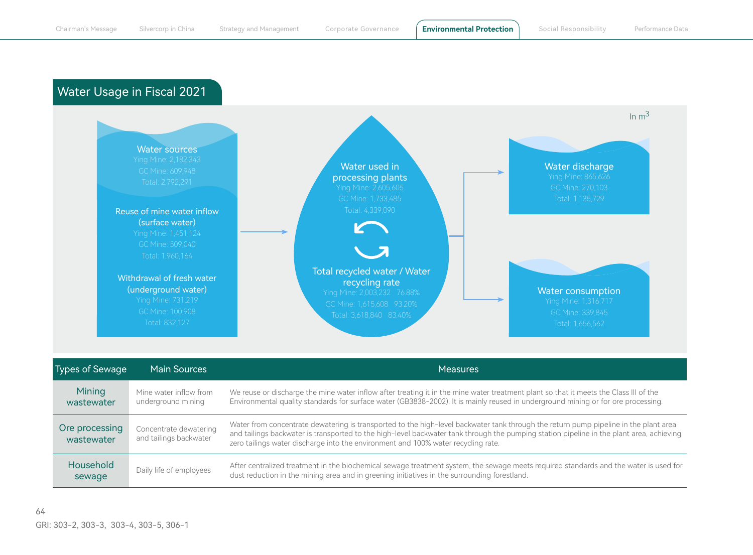## Water Usage in Fiscal 2021

In $m^3$

**Water sources**
Ying Mine: 2,182,343
GC Mine: 609,948
Total: 2,792,291

**Reuse of mine water inflow (surface water)**
Ying Mine: 1,451,124
GC Mine: 509,040
Total: 1,960,164

**Withdrawal of fresh water (underground water)**
Ying Mine: 731,219
GC Mine: 100,908
Total: 832,127

**Water used in processing plants**
Ying Mine: 2,605,605
GC Mine: 1,733,485
Total: 4,339,090

**Total recycled water / Water recycling rate**
Ying Mine: 2,003,232 76.88%
GC Mine: 1,615,608 93.20%
Total: 3,618,840 83.40%

**Water discharge**
Ying Mine: 865,626
GC Mine: 270,103
Total: 1,135,729

**Water consumption**
Ying Mine: 1,316,717
GC Mine: 339,845
Total: 1,656,562

| Types of Sewage | Main Sources | Measures |
|---|---|---|
| Mining wastewater | Mine water inflow from underground mining | We reuse or discharge the mine water inflow after treating it in the mine water treatment plant so that it meets the Class III of the Environmental quality standards for surface water (GB3838-2002). It is mainly reused in underground mining or for ore processing. |
| Ore processing wastewater | Concentrate dewatering and tailings backwater | Water from concentrate dewatering is transported to the high-level backwater tank through the return pump pipeline in the plant area and tailings backwater is transported to the high-level backwater tank through the pumping station pipeline in the plant area, achieving zero tailings water discharge into the environment and 100% water recycling rate. |
| Household sewage | Daily life of employees | After centralized treatment in the biochemical sewage treatment system, the sewage meets required standards and the water is used for dust reduction in the mining area and in greening initiatives in the surrounding forestland. |

GRI: 303-2, 303-3, 303-4, 303-5, 306-1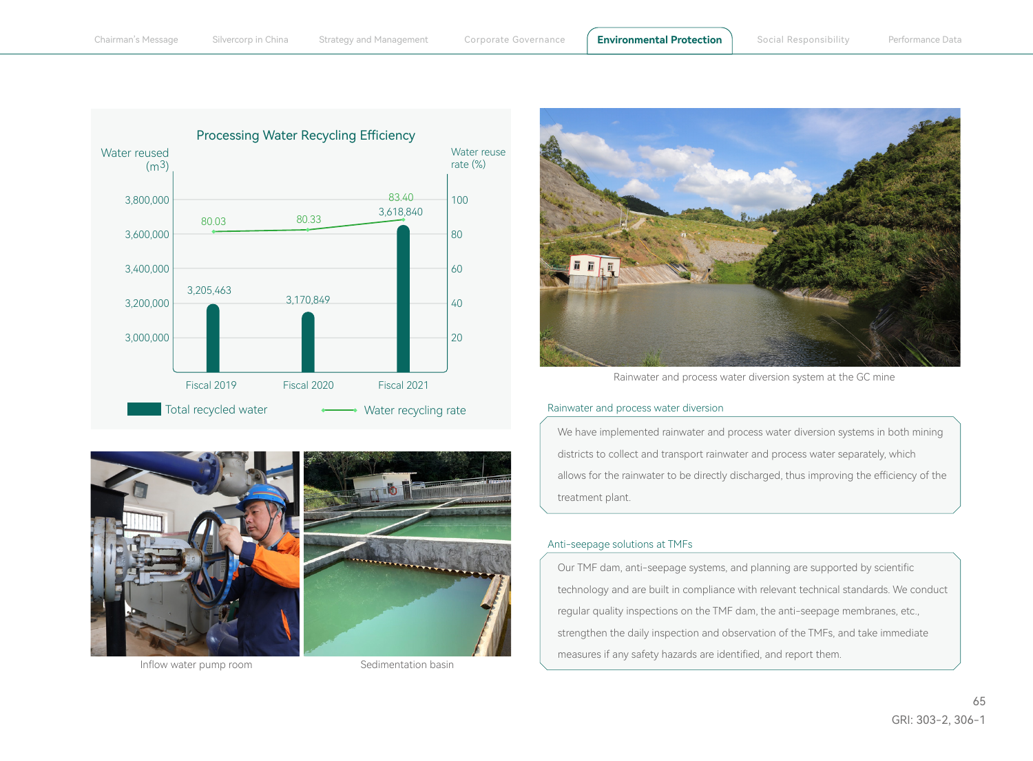Processing Water Recycling Efficiency

Water reused ($m^3$)

Water reuse rate (%)

3,800,000
3,600,000
3,400,000
3,200,000
3,000,000

100
80
60
40
20

80.03
80.33
83.40

3,205,463
3,170,849
3,618,840

Fiscal 2019
Fiscal 2020
Fiscal 2021

Total recycled water
Water recycling rate

Inflow water pump room

Sedimentation basin

Rainwater and process water diversion system at the GC mine

### Rainwater and process water diversion

We have implemented rainwater and process water diversion systems in both mining districts to collect and transport rainwater and process water separately, which allows for the rainwater to be directly discharged, thus improving the efficiency of the treatment plant.

### Anti-seepage solutions at TMFs

Our TMF dam, anti-seepage systems, and planning are supported by scientific technology and are built in compliance with relevant technical standards. We conduct regular quality inspections on the TMF dam, the anti-seepage membranes, etc., strengthen the daily inspection and observation of the TMFs, and take immediate measures if any safety hazards are identified, and report them.

GRI: 303-2, 306-1